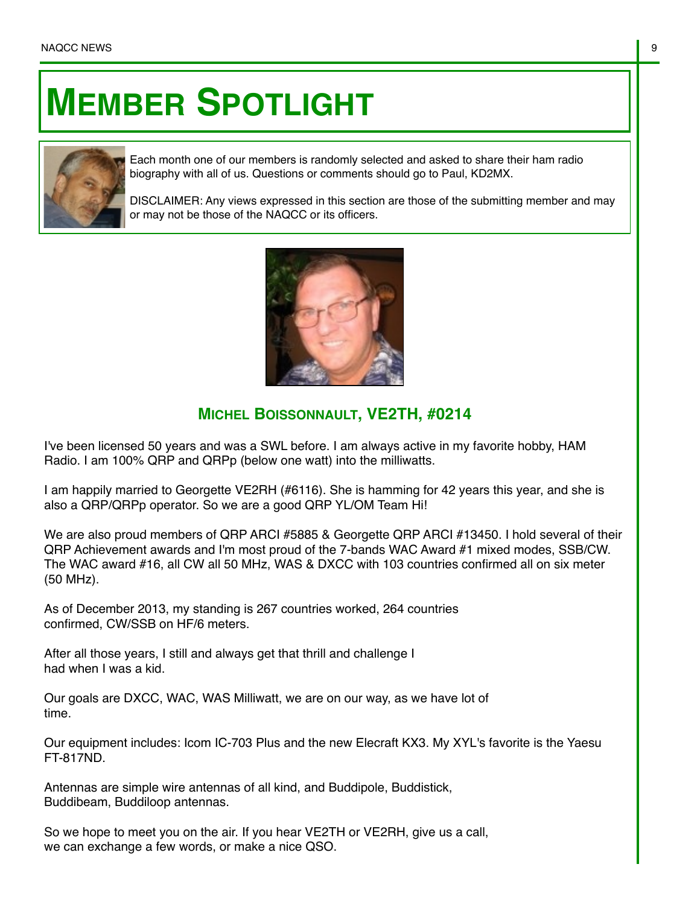# MEMBER SPOTLIGHT

Each month one of our members is randomly selected and asked to share their ham radio biography with all of us. Questions or comments should go to Paul, KD2MX.

DISCLAIMER: Any views expressed in this section are those of the submitting member and may or may not be those of the NAQCC or its officers.

## MICHEL BOISSONNAULT, VE2TH, #0214

I've been licensed 50 years and was a SWL before. I am always active in my favorite hobby, HAM Radio. I am 100% QRP and QRPp (below one watt) into the milliwatts.

I am happily married to Georgette VE2RH (#6116). She is hamming for 42 years this year, and she is also a QRP/QRPp operator. So we are a good QRP YL/OM Team Hi!

We are also proud members of QRP ARCI #5885 & Georgette QRP ARCI #13450. I hold several of their QRP Achievement awards and I'm most proud of the 7-bands WAC Award #1 mixed modes, SSB/CW. The WAC award #16, all CW all 50 MHz, WAS & DXCC with 103 countries confirmed all on six meter (50 MHz).

As of December 2013, my standing is 267 countries worked, 264 countries confirmed, CW/SSB on HF/6 meters.

After all those years, I still and always get that thrill and challenge I had when I was a kid.

Our goals are DXCC, WAC, WAS Milliwatt, we are on our way, as we have lot of time.

Our equipment includes: Icom IC-703 Plus and the new Elecraft KX3. My XYL's favorite is the Yaesu FT-817ND.

Antennas are simple wire antennas of all kind, and Buddipole, Buddistick, Buddibeam, Buddiloop antennas.

So we hope to meet you on the air. If you hear VE2TH or VE2RH, give us a call, we can exchange a few words, or make a nice QSO.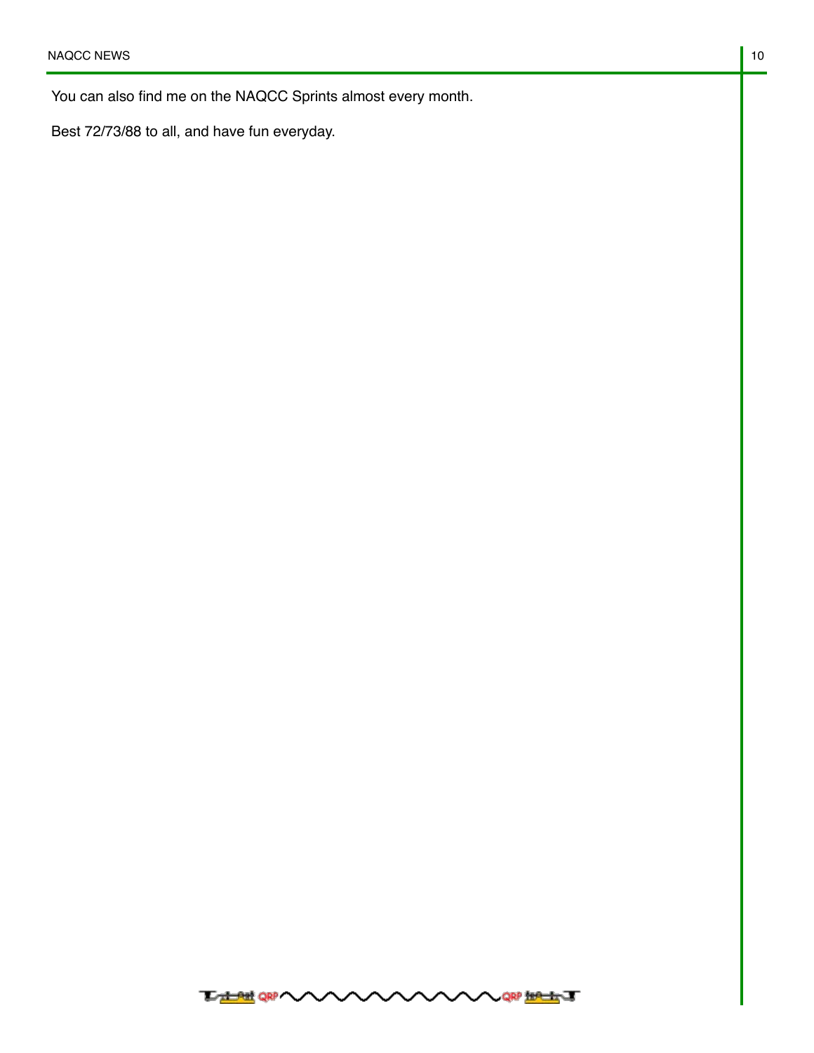You can also find me on the NAQCC Sprints almost every month.

Best 72/73/88 to all, and have fun everyday.